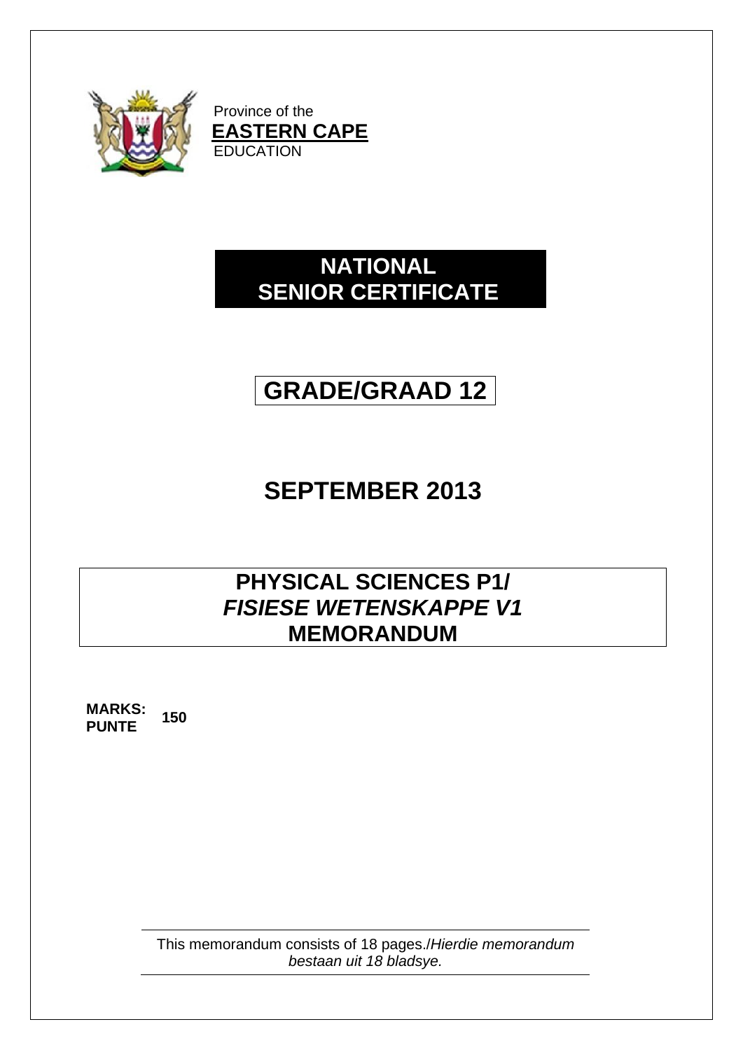Province of the
**EASTERN CAPE**
EDUCATION

# NATIONAL SENIOR CERTIFICATE

## GRADE/GRAAD 12

## SEPTEMBER 2013

## PHYSICAL SCIENCES P1/ *FISIESE WETENSKAPPE V1* MEMORANDUM

**MARKS: PUNTE** **150**

This memorandum consists of 18 pages./*Hierdie memorandum bestaan uit 18 bladsye.*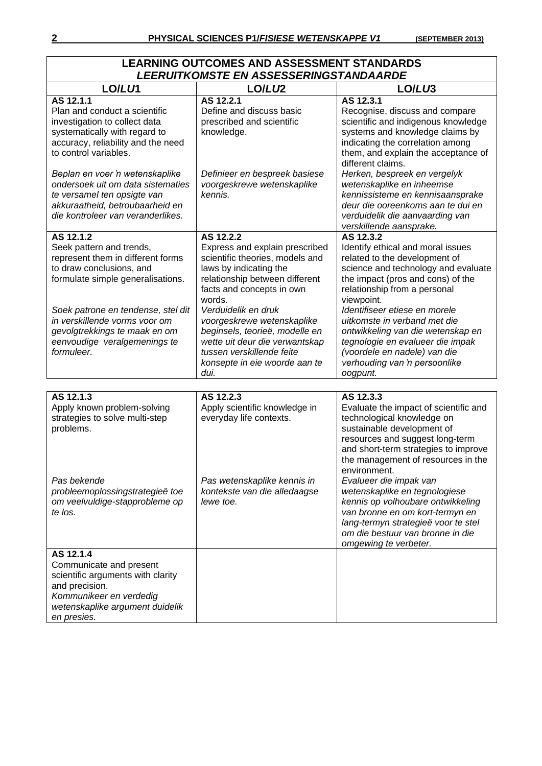| LEARNING OUTCOMES AND ASSESSMENT STANDARDS<br>*LEERUITKOMSTE EN ASSESSERINGSTANDAARDE* | | |
|---|---|---|
| **LO/*LU*1** | **LO/*LU*2** | **LO/*LU*3** |
| **AS 12.1.1**<br>Plan and conduct a scientific investigation to collect data systematically with regard to accuracy, reliability and the need to control variables.<br><br>*Beplan en voer 'n wetenskaplike ondersoek uit om data sistematies te versamel ten opsigte van akkuraatheid, betroubaarheid en die kontroleer van veranderlikes.* | **AS 12.2.1**<br>Define and discuss basic prescribed and scientific knowledge.<br><br>*Definieer en bespreek basiese voorgeskrewe wetenskaplike kennis.* | **AS 12.3.1**<br>Recognise, discuss and compare scientific and indigenous knowledge systems and knowledge claims by indicating the correlation among them, and explain the acceptance of different claims.<br>*Herken, bespreek en vergelyk wetenskaplike en inheemse kennissisteme en kennisaansprake deur die ooreenkoms aan te dui en verduidelik die aanvaarding van verskillende aansprake.* |
| **AS 12.1.2**<br>Seek pattern and trends, represent them in different forms to draw conclusions, and formulate simple generalisations.<br><br>*Soek patrone en tendense, stel dit in verskillende vorms voor om gevolgtrekkings te maak en om eenvoudige veralgemenings te formuleer.* | **AS 12.2.2**<br>Express and explain prescribed scientific theories, models and laws by indicating the relationship between different facts and concepts in own words.<br>*Verduidelik en druk voorgeskrewe wetenskaplike beginsels, teorieë, modelle en wette uit deur die verwantskap tussen verskillende feite konsepte in eie woorde aan te dui.* | **AS 12.3.2**<br>Identify ethical and moral issues related to the development of science and technology and evaluate the impact (pros and cons) of the relationship from a personal viewpoint.<br>*Identifiseer etiese en morele uitkomste in verband met die ontwikkeling van die wetenskap en tegnologie en evalueer die impak (voordele en nadele) van die verhouding van 'n persoonlike oogpunt.* |
| **AS 12.1.3**<br>Apply known problem-solving strategies to solve multi-step problems.<br><br>*Pas bekende probleemoplossingstrategieë toe om veelvuldige-stapprobleme op te los.* | **AS 12.2.3**<br>Apply scientific knowledge in everyday life contexts.<br><br>*Pas wetenskaplike kennis in kontekste van die alledaagse lewe toe.* | **AS 12.3.3**<br>Evaluate the impact of scientific and technological knowledge on sustainable development of resources and suggest long-term and short-term strategies to improve the management of resources in the environment.<br>*Evalueer die impak van wetenskaplike en tegnologiese kennis op volhoubare ontwikkeling van bronne en om kort-termyn en lang-termyn strategieë voor te stel om die bestuur van bronne in die omgewing te verbeter.* |
| **AS 12.1.4**<br>Communicate and present scientific arguments with clarity and precision.<br>*Kommunikeer en verdedig wetenskaplike argument duidelik en presies.* | | |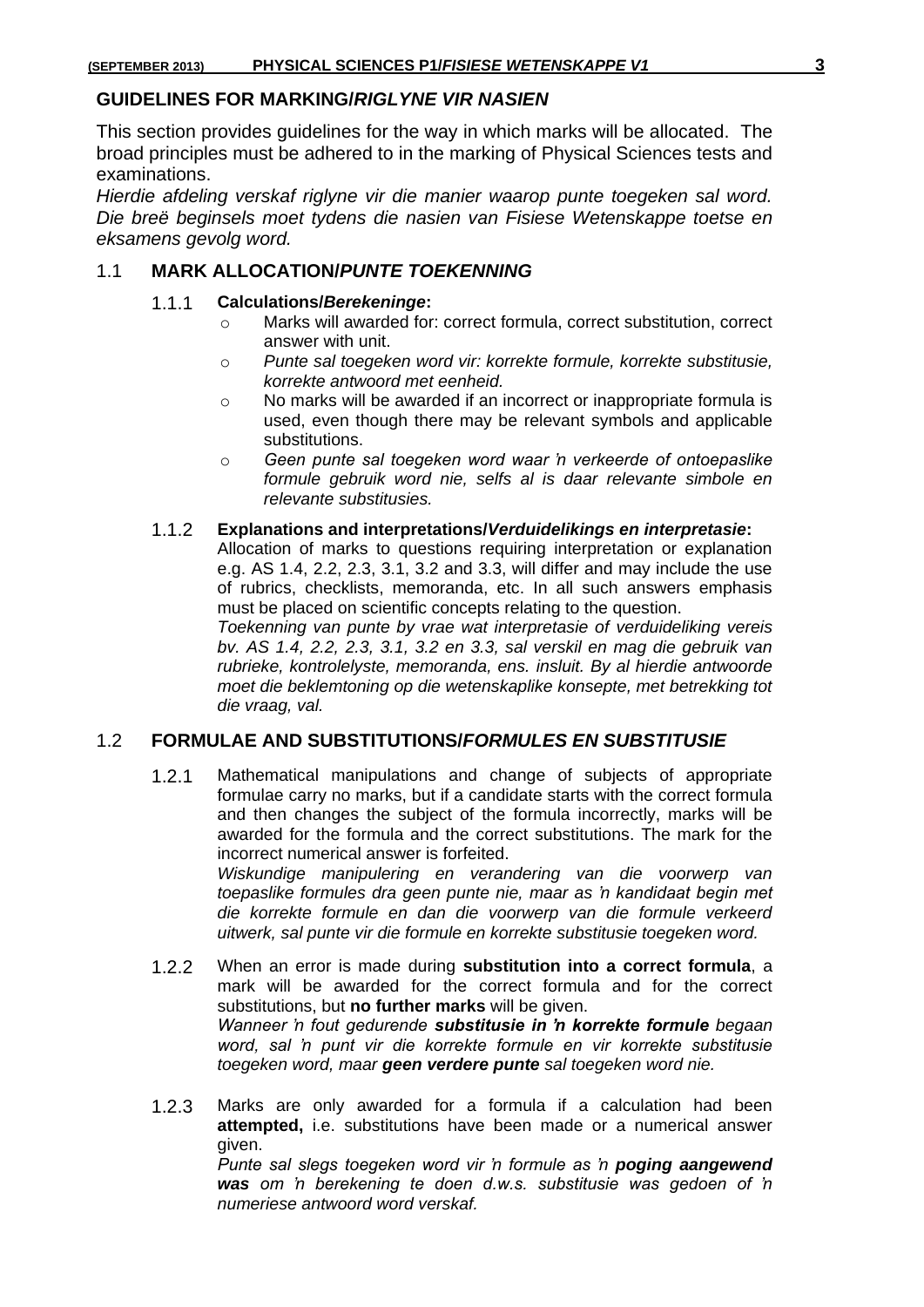## GUIDELINES FOR MARKING/*RIGLYNE VIR NASIEN*

This section provides guidelines for the way in which marks will be allocated. The broad principles must be adhered to in the marking of Physical Sciences tests and examinations.
*Hierdie afdeling verskaf riglyne vir die manier waarop punte toegeken sal word. Die breë beginsels moet tydens die nasien van Fisiese Wetenskappe toetse en eksamens gevolg word.*

### 1.1 MARK ALLOCATION/*PUNTE TOEKENNING*

#### 1.1.1 Calculations/*Berekeninge*:

- Marks will awarded for: correct formula, correct substitution, correct answer with unit.
- *Punte sal toegeken word vir: korrekte formule, korrekte substitusie, korrekte antwoord met eenheid.*
- No marks will be awarded if an incorrect or inappropriate formula is used, even though there may be relevant symbols and applicable substitutions.
- *Geen punte sal toegeken word waar 'n verkeerde of ontoepaslike formule gebruik word nie, selfs al is daar relevante simbole en relevante substitusies.*

#### 1.1.2 Explanations and interpretations/*Verduidelikings en interpretasie*:

Allocation of marks to questions requiring interpretation or explanation e.g. AS 1.4, 2.2, 2.3, 3.1, 3.2 and 3.3, will differ and may include the use of rubrics, checklists, memoranda, etc. In all such answers emphasis must be placed on scientific concepts relating to the question.
*Toekenning van punte by vrae wat interpretasie of verduideliking vereis bv. AS 1.4, 2.2, 2.3, 3.1, 3.2 en 3.3, sal verskil en mag die gebruik van rubrieke, kontrolelyste, memoranda, ens. insluit. By al hierdie antwoorde moet die beklemtoning op die wetenskaplike konsepte, met betrekking tot die vraag, val.*

### 1.2 FORMULAE AND SUBSTITUTIONS/*FORMULES EN SUBSTITUSIE*

1.2.1 Mathematical manipulations and change of subjects of appropriate formulae carry no marks, but if a candidate starts with the correct formula and then changes the subject of the formula incorrectly, marks will be awarded for the formula and the correct substitutions. The mark for the incorrect numerical answer is forfeited.
*Wiskundige manipulering en verandering van die voorwerp van toepaslike formules dra geen punte nie, maar as 'n kandidaat begin met die korrekte formule en dan die voorwerp van die formule verkeerd uitwerk, sal punte vir die formule en korrekte substitusie toegeken word.*

1.2.2 When an error is made during **substitution into a correct formula**, a mark will be awarded for the correct formula and for the correct substitutions, but **no further marks** will be given.
*Wanneer 'n fout gedurende **substitusie in 'n korrekte formule** begaan word, sal 'n punt vir die korrekte formule en vir korrekte substitusie toegeken word, maar **geen verdere punte** sal toegeken word nie.*

1.2.3 Marks are only awarded for a formula if a calculation had been **attempted,** i.e. substitutions have been made or a numerical answer given.
*Punte sal slegs toegeken word vir 'n formule as 'n **poging aangewend was** om 'n berekening te doen d.w.s. substitusie was gedoen of 'n numeriese antwoord word verskaf.*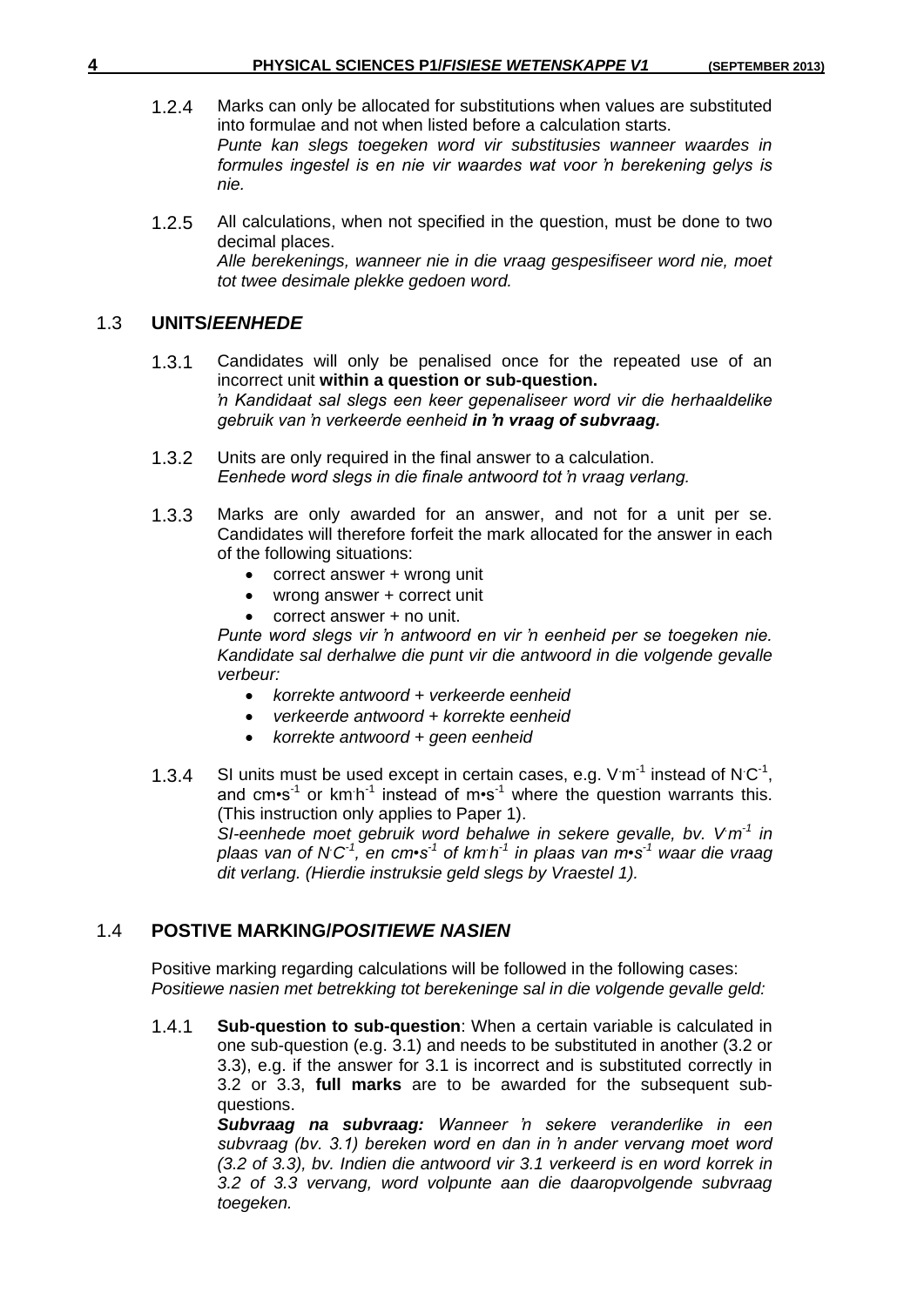1.2.4 Marks can only be allocated for substitutions when values are substituted into formulae and not when listed before a calculation starts.
*Punte kan slegs toegeken word vir substitusies wanneer waardes in formules ingestel is en nie vir waardes wat voor 'n berekening gelys is nie.*

1.2.5 All calculations, when not specified in the question, must be done to two decimal places.
*Alle berekenings, wanneer nie in die vraag gespesifiseer word nie, moet tot twee desimale plekke gedoen word.*

## 1.3 UNITS/*EENHEDE*

1.3.1 Candidates will only be penalised once for the repeated use of an incorrect unit **within a question or sub-question.**
*'n Kandidaat sal slegs een keer gepenaliseer word vir die herhaaldelike gebruik van 'n verkeerde eenheid* ***in 'n vraag of subvraag.***

1.3.2 Units are only required in the final answer to a calculation.
*Eenhede word slegs in die finale antwoord tot 'n vraag verlang.*

1.3.3 Marks are only awarded for an answer, and not for a unit per se. Candidates will therefore forfeit the mark allocated for the answer in each of the following situations:

- correct answer + wrong unit
- wrong answer + correct unit
- correct answer + no unit.

*Punte word slegs vir 'n antwoord en vir 'n eenheid per se toegeken nie. Kandidate sal derhalwe die punt vir die antwoord in die volgende gevalle verbeur:*

- *korrekte antwoord + verkeerde eenheid*
- *verkeerde antwoord + korrekte eenheid*
- *korrekte antwoord + geen eenheid*

1.3.4 SI units must be used except in certain cases, e.g. $V{\cdot}m^{-1}$ instead of $N{\cdot}C^{-1}$, and $cm{\bullet}s^{-1}$ or $km{\cdot}h^{-1}$ instead of $m{\bullet}s^{-1}$ where the question warrants this. (This instruction only applies to Paper 1).
*SI-eenhede moet gebruik word behalwe in sekere gevalle, bv.* $V{\cdot}m^{-1}$ *in plaas van of* $N{\cdot}C^{-1}$*, en* $cm{\bullet}s^{-1}$ *of* $km{\cdot}h^{-1}$ *in plaas van* $m{\bullet}s^{-1}$ *waar die vraag dit verlang. (Hierdie instruksie geld slegs by Vraestel 1).*

## 1.4 POSTIVE MARKING/*POSITIEWE NASIEN*

Positive marking regarding calculations will be followed in the following cases:
*Positiewe nasien met betrekking tot berekeninge sal in die volgende gevalle geld:*

1.4.1 **Sub-question to sub-question**: When a certain variable is calculated in one sub-question (e.g. 3.1) and needs to be substituted in another (3.2 or 3.3), e.g. if the answer for 3.1 is incorrect and is substituted correctly in 3.2 or 3.3, **full marks** are to be awarded for the subsequent sub-questions.
***Subvraag na subvraag:*** *Wanneer 'n sekere veranderlike in een subvraag (bv. 3.1) bereken word en dan in 'n ander vervang moet word (3.2 of 3.3), bv. Indien die antwoord vir 3.1 verkeerd is en word korrek in 3.2 of 3.3 vervang, word volpunte aan die daaropvolgende subvraag toegeken.*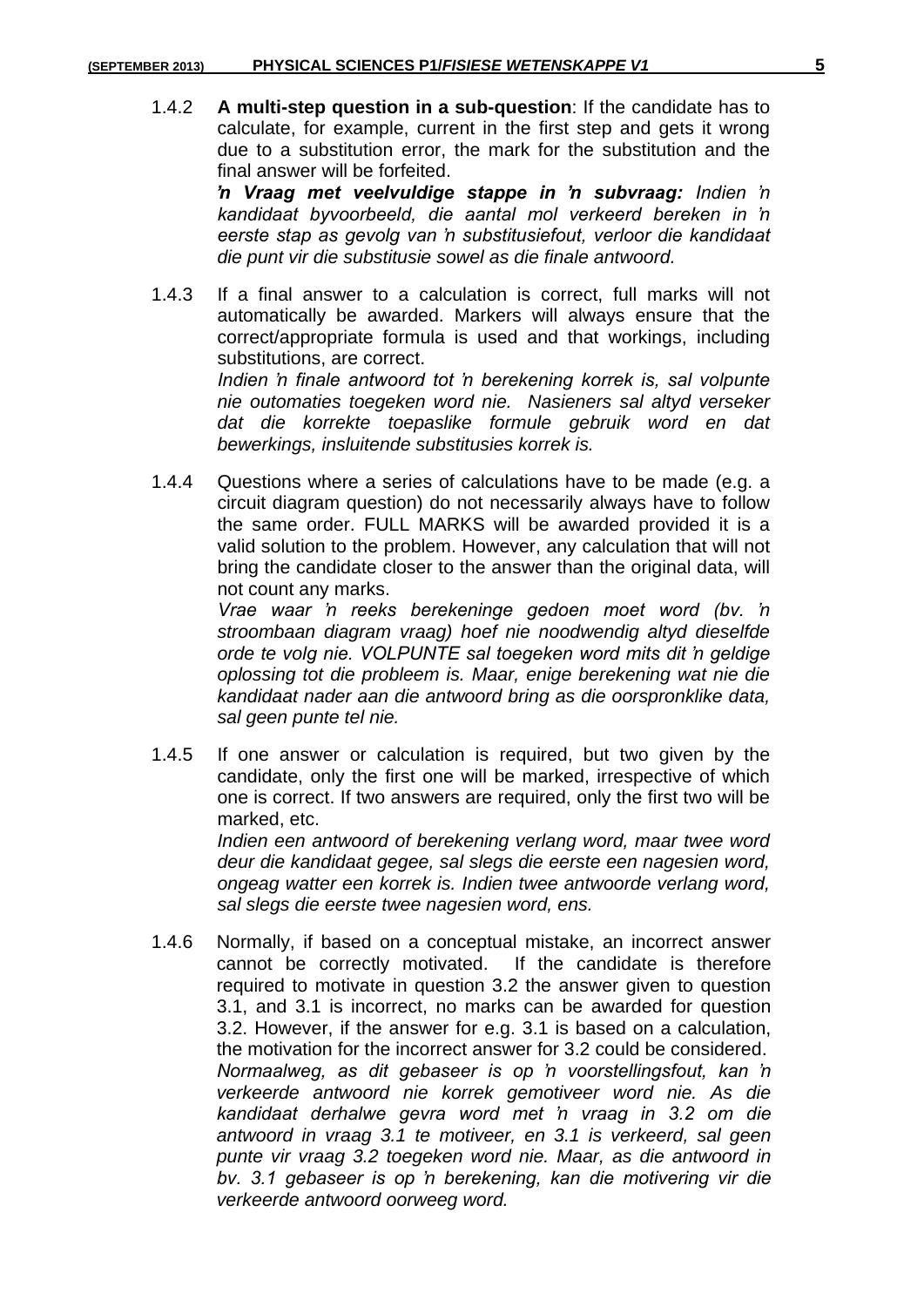1.4.2 **A multi-step question in a sub-question**: If the candidate has to calculate, for example, current in the first step and gets it wrong due to a substitution error, the mark for the substitution and the final answer will be forfeited.
***'n Vraag met veelvuldige stappe in 'n subvraag:*** *Indien 'n kandidaat byvoorbeeld, die aantal mol verkeerd bereken in 'n eerste stap as gevolg van 'n substitusiefout, verloor die kandidaat die punt vir die substitusie sowel as die finale antwoord.*

1.4.3 If a final answer to a calculation is correct, full marks will not automatically be awarded. Markers will always ensure that the correct/appropriate formula is used and that workings, including substitutions, are correct.
*Indien 'n finale antwoord tot 'n berekening korrek is, sal volpunte nie outomaties toegeken word nie. Nasieners sal altyd verseker dat die korrekte toepaslike formule gebruik word en dat bewerkings, insluitende substitusies korrek is.*

1.4.4 Questions where a series of calculations have to be made (e.g. a circuit diagram question) do not necessarily always have to follow the same order. FULL MARKS will be awarded provided it is a valid solution to the problem. However, any calculation that will not bring the candidate closer to the answer than the original data, will not count any marks.
*Vrae waar 'n reeks berekeninge gedoen moet word (bv. 'n stroombaan diagram vraag) hoef nie noodwendig altyd dieselfde orde te volg nie. VOLPUNTE sal toegeken word mits dit 'n geldige oplossing tot die probleem is. Maar, enige berekening wat nie die kandidaat nader aan die antwoord bring as die oorspronklike data, sal geen punte tel nie.*

1.4.5 If one answer or calculation is required, but two given by the candidate, only the first one will be marked, irrespective of which one is correct. If two answers are required, only the first two will be marked, etc.
*Indien een antwoord of berekening verlang word, maar twee word deur die kandidaat gegee, sal slegs die eerste een nagesien word, ongeag watter een korrek is. Indien twee antwoorde verlang word, sal slegs die eerste twee nagesien word, ens.*

1.4.6 Normally, if based on a conceptual mistake, an incorrect answer cannot be correctly motivated. If the candidate is therefore required to motivate in question 3.2 the answer given to question 3.1, and 3.1 is incorrect, no marks can be awarded for question 3.2. However, if the answer for e.g. 3.1 is based on a calculation, the motivation for the incorrect answer for 3.2 could be considered.
*Normaalweg, as dit gebaseer is op 'n voorstellingsfout, kan 'n verkeerde antwoord nie korrek gemotiveer word nie. As die kandidaat derhalwe gevra word met 'n vraag in 3.2 om die antwoord in vraag 3.1 te motiveer, en 3.1 is verkeerd, sal geen punte vir vraag 3.2 toegeken word nie. Maar, as die antwoord in bv. 3.1 gebaseer is op 'n berekening, kan die motivering vir die verkeerde antwoord oorweeg word.*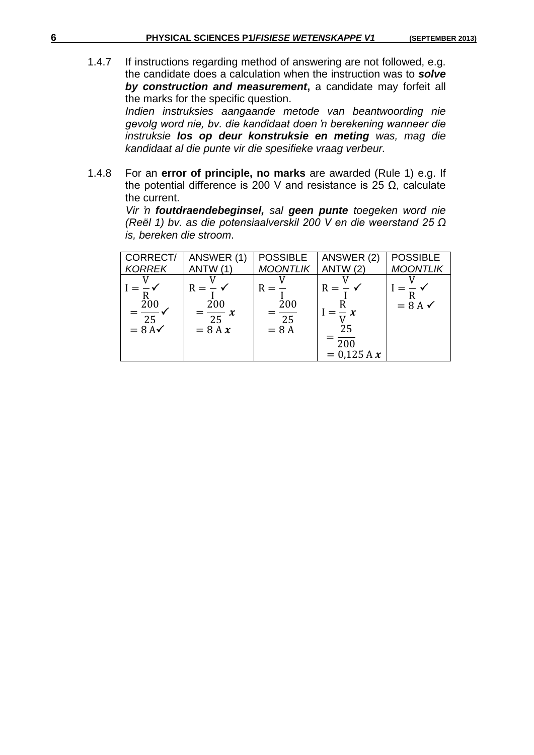1.4.7 If instructions regarding method of answering are not followed, e.g. the candidate does a calculation when the instruction was to ***solve by construction and measurement***, a candidate may forfeit all the marks for the specific question.
*Indien instruksies aangaande metode van beantwoording nie gevolg word nie, bv. die kandidaat doen 'n berekening wanneer die instruksie **los op deur konstruksie en meting** was, mag die kandidaat al die punte vir die spesifieke vraag verbeur.*

1.4.8 For an **error of principle, no marks** are awarded (Rule 1) e.g. If the potential difference is 200 V and resistance is 25 Ω, calculate the current.
*Vir 'n **foutdraendebeginsel,** sal **geen punte** toegeken word nie (Reël 1) bv. as die potensiaalverskil 200 V en die weerstand 25 Ω is, bereken die stroom*.

| CORRECT/ *KORREK* | ANSWER (1) ANTW (1) | POSSIBLE *MOONTLIK* | ANSWER (2) ANTW (2) | POSSIBLE *MOONTLIK* |
|---|---|---|---|---|
| $I = \frac{V}{R}$ ✓ <br> $= \frac{200}{25}$ ✓ <br> $= 8\ A$ ✓ | $R = \frac{V}{I}$ ✓ <br> $= \frac{200}{25}$ ✗ <br> $= 8\ A$ ✗ | $R = \frac{V}{I}$ <br> $= \frac{200}{25}$ <br> $= 8\ A$ | $R = \frac{V}{I}$ ✓ <br> $I = \frac{R}{V}$ ✗ <br> $= \frac{25}{200}$ <br> $= 0{,}125\ A$ ✗ | $I = \frac{V}{R}$ ✓ <br> $= 8\ A$ ✓ |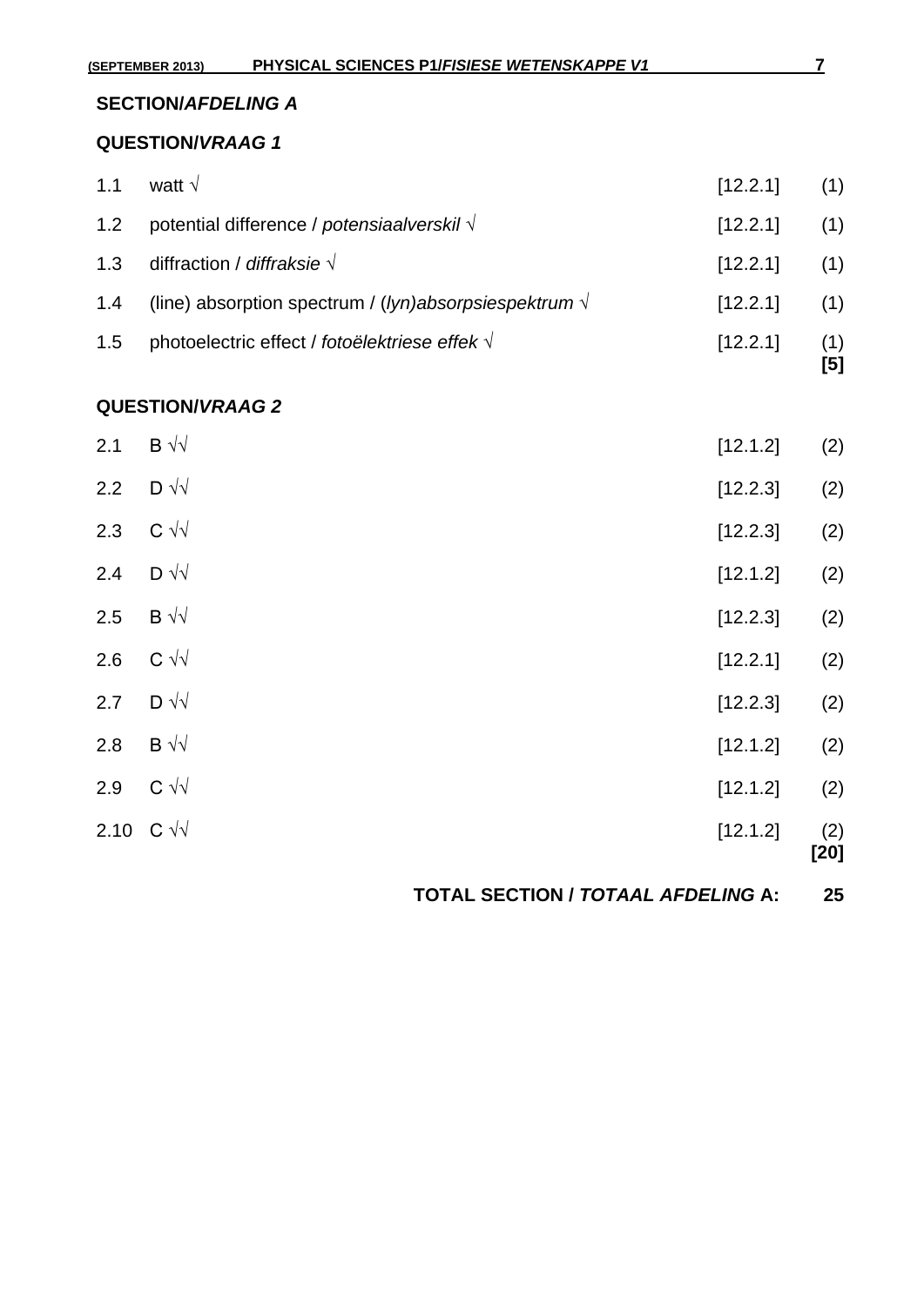## SECTION/*AFDELING A*

### QUESTION/*VRAAG 1*

| | | | |
|---|---|---|---|
| 1.1 | watt √ | [12.2.1] | (1) |
| 1.2 | potential difference / *potensiaalverskil* √ | [12.2.1] | (1) |
| 1.3 | diffraction / *diffraksie* √ | [12.2.1] | (1) |
| 1.4 | (line) absorption spectrum / (*lyn)absorpsiespektrum* √ | [12.2.1] | (1) |
| 1.5 | photoelectric effect / *fotoëlektriese effek* √ | [12.2.1] | (1) **[5]** |

### QUESTION/*VRAAG 2*

| | | | |
|---|---|---|---|
| 2.1 | B √√ | [12.1.2] | (2) |
| 2.2 | D √√ | [12.2.3] | (2) |
| 2.3 | C √√ | [12.2.3] | (2) |
| 2.4 | D √√ | [12.1.2] | (2) |
| 2.5 | B √√ | [12.2.3] | (2) |
| 2.6 | C √√ | [12.2.1] | (2) |
| 2.7 | D √√ | [12.2.3] | (2) |
| 2.8 | B √√ | [12.1.2] | (2) |
| 2.9 | C √√ | [12.1.2] | (2) |
| 2.10 | C √√ | [12.1.2] | (2) **[20]** |

**TOTAL SECTION / *TOTAAL AFDELING* A: 25**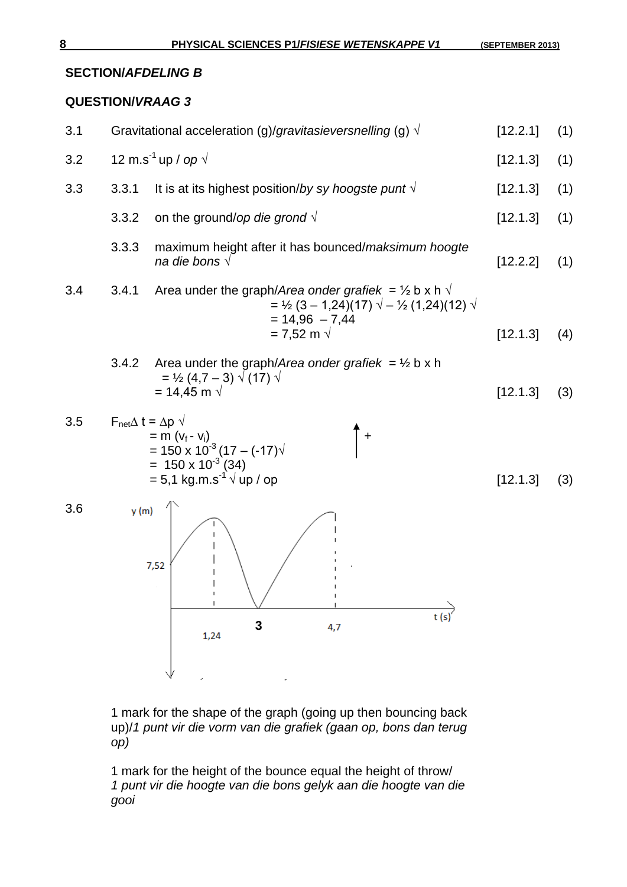## SECTION/*AFDELING* B

### QUESTION/*VRAAG* 3

3.1 Gravitational acceleration (g)/*gravitasieversnelling* (g) √ [12.2.1] (1)

3.2 12 $m.s^{-1}$ up / *op* √ [12.1.3] (1)

3.3

3.3.1 It is at its highest position/*by sy hoogste punt* √ [12.1.3] (1)

3.3.2 on the ground/*op die grond* √ [12.1.3] (1)

3.3.3 maximum height after it has bounced/*maksimum hoogte na die bons* √ [12.2.2] (1)

3.4

3.4.1 Area under the graph/*Area onder grafiek* = ½ b x h √

= ½ (3 – 1,24)(17) √ – ½ (1,24)(12) √

= 14,96 – 7,44

= 7,52 m √ [12.1.3] (4)

3.4.2 Area under the graph/*Area onder grafiek* = ½ b x h

= ½ (4,7 – 3) √ (17) √

= 14,45 m √ [12.1.3] (3)

3.5 $F_{net}\Delta t = \Delta p$ √

$= m(v_f - v_i)$

$= 150 \times 10^{-3}(17 - (-17))$ √

$= 150 \times 10^{-3}(34)$

$= 5{,}1\ kg.m.s^{-1}$ √ up / op [12.1.3] (3)

(↑ +)

3.6

y (m) vs t (s) graph: 7,52; 1,24; 3; 4,7

1 mark for the shape of the graph (going up then bouncing back up)/*1 punt vir die vorm van die grafiek (gaan op, bons dan terug op)*

1 mark for the height of the bounce equal the height of throw/ *1 punt vir die hoogte van die bons gelyk aan die hoogte van die gooi*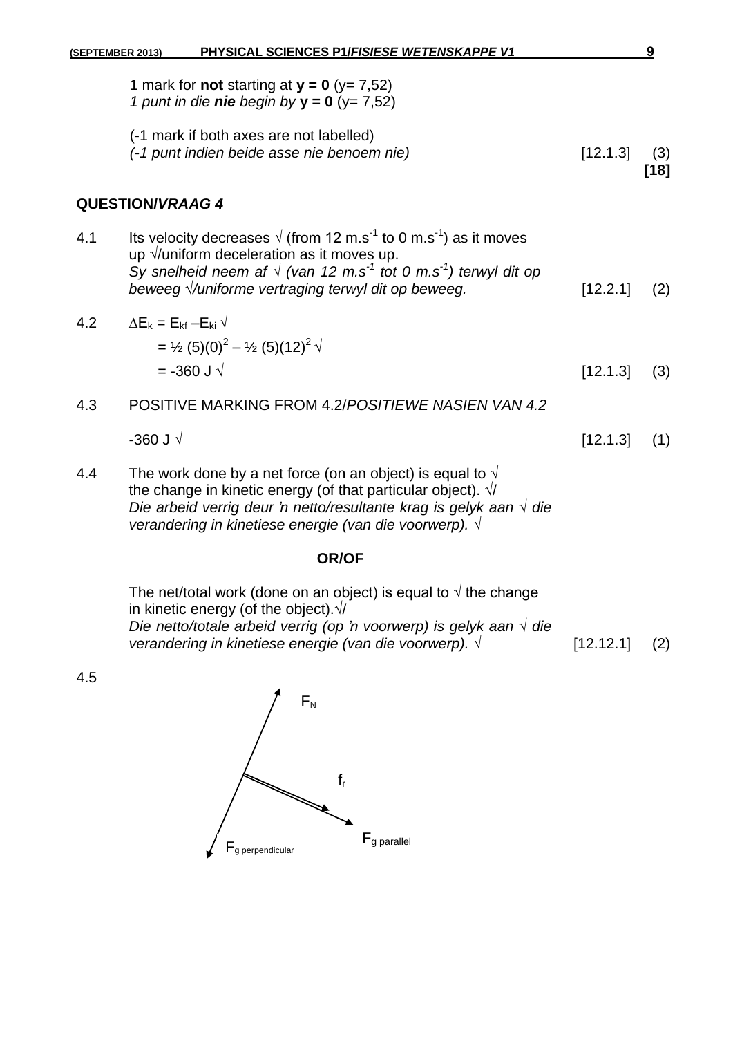1 mark for **not** starting at **y = 0** (y= 7,52)
*1 punt in die **nie** begin by* **y = 0** (y= 7,52)

(-1 mark if both axes are not labelled)
*(-1 punt indien beide asse nie benoem nie)* [12.1.3] (3)
**[18]**

## QUESTION/*VRAAG* 4

4.1 Its velocity decreases √ (from 12 $m.s^{-1}$ to 0 $m.s^{-1}$) as it moves up √/uniform deceleration as it moves up.
*Sy snelheid neem af √ (van 12 $m.s^{-1}$ tot 0 $m.s^{-1}$) terwyl dit op beweeg √/uniforme vertraging terwyl dit op beweeg.* [12.2.1] (2)

4.2 $\Delta E_k = E_{kf} - E_{ki}$ √
$= ½ (5)(0)^2 – ½ (5)(12)^2$ √
$= -360$ J √ [12.1.3] (3)

4.3 POSITIVE MARKING FROM 4.2/*POSITIEWE NASIEN VAN 4.2*

-360 J √ [12.1.3] (1)

4.4 The work done by a net force (on an object) is equal to √ the change in kinetic energy (of that particular object). √/
*Die arbeid verrig deur ŉ netto/resultante krag is gelyk aan √ die verandering in kinetiese energie (van die voorwerp). √*

**OR/OF**

The net/total work (done on an object) is equal to √ the change in kinetic energy (of the object).√/
*Die netto/totale arbeid verrig (op ŉ voorwerp) is gelyk aan √ die verandering in kinetiese energie (van die voorwerp). √* [12.12.1] (2)

4.5

$F_N$

$f_r$

$F_{g\ parallel}$

$F_{g\ perpendicular}$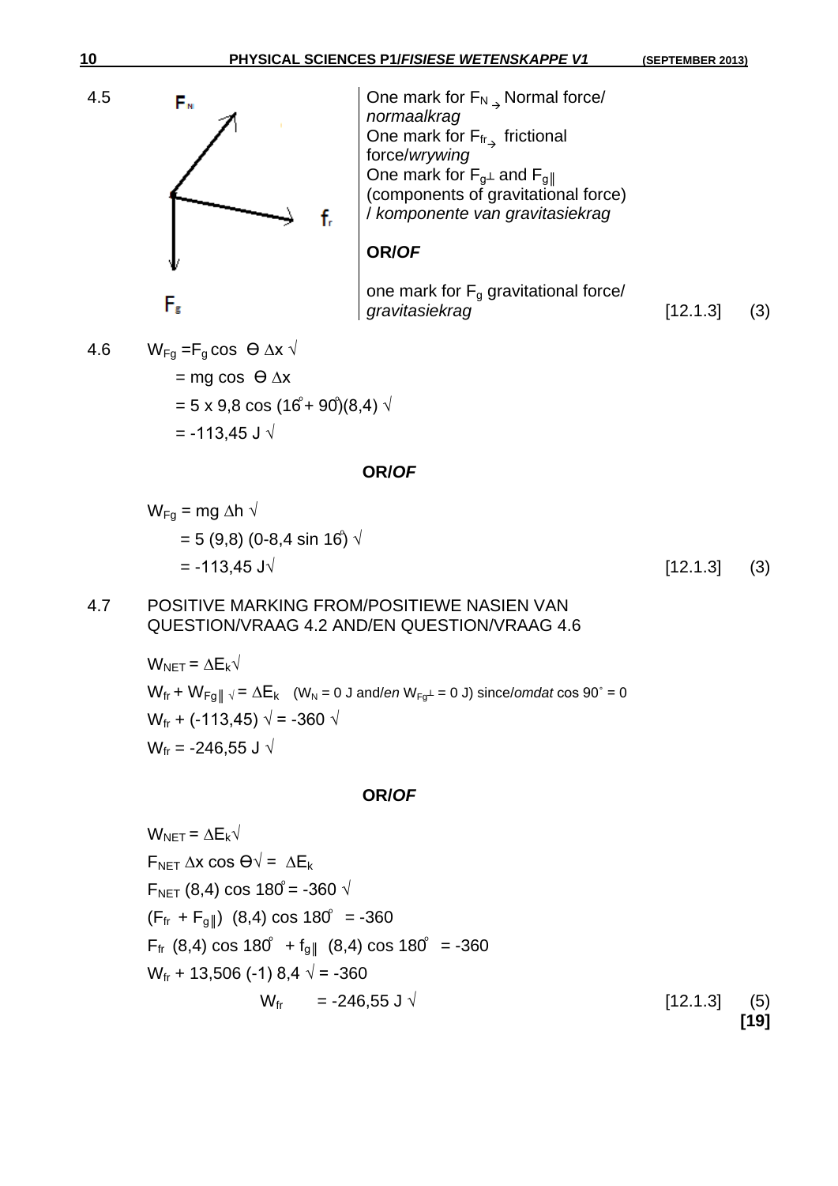4.5

$F_N$

$f_r$

$F_g$

One mark for $F_N$ → Normal force/ *normaalkrag*
One mark for $F_{fr}$ → frictional force/*wrywing*
One mark for $F_{g\perp}$ and $F_{g\parallel}$ (components of gravitational force) / *komponente van gravitasiekrag*

**OR/*OF***

one mark for $F_g$ gravitational force/ *gravitasiekrag* [12.1.3] (3)

4.6 $W_{Fg} = F_g \cos \theta \Delta x$ √

$= mg \cos \theta \Delta x$

$= 5 \times 9{,}8 \cos (16^\circ + 90^\circ)(8{,}4)$ √

$= -113{,}45$ J √

**OR/*OF***

$W_{Fg} = mg \Delta h$ √

$= 5 (9{,}8) (0 - 8{,}4 \sin 16^\circ)$ √

$= -113{,}45$ J√ [12.1.3] (3)

4.7 POSITIVE MARKING FROM/POSITIEWE NASIEN VAN QUESTION/VRAAG 4.2 AND/EN QUESTION/VRAAG 4.6

$W_{NET} = \Delta E_k$√

$W_{fr} + W_{Fg\parallel}$ √ $= \Delta E_k$ ($W_N = 0$ J and/*en* $W_{Fg\perp} = 0$ J) since/*omdat* $\cos 90^\circ = 0$

$W_{fr} + (-113{,}45)$ √ $= -360$ √

$W_{fr} = -246{,}55$ J √

**OR/*OF***

$W_{NET} = \Delta E_k$√

$F_{NET} \Delta x \cos \theta$√ $= \Delta E_k$

$F_{NET} (8{,}4) \cos 180^\circ = -360$ √

$(F_{fr} + F_{g\parallel}) (8{,}4) \cos 180^\circ = -360$

$F_{fr} (8{,}4) \cos 180^\circ + f_{g\parallel} (8{,}4) \cos 180^\circ = -360$

$W_{fr} + 13{,}506 (-1)\, 8{,}4$ √ $= -360$

$W_{fr} = -246{,}55$ J √ [12.1.3] (5)

**[19]**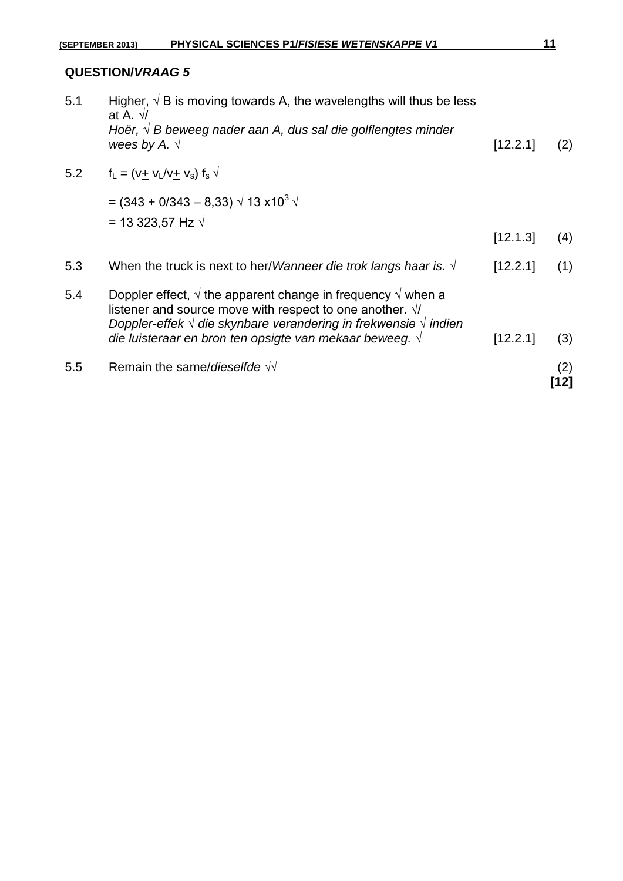## QUESTION/*VRAAG 5*

| | | | |
|---|---|---|---|
| 5.1 | Higher, √ B is moving towards A, the wavelengths will thus be less at A. √/ *Hoër, √ B beweeg nader aan A, dus sal die golflengtes minder wees by A. √* | [12.2.1] | (2) |
| 5.2 | $f_L = (v \pm v_L / v \pm v_s) f_s$ √ <br> = (343 + 0/343 – 8,33) √ 13 x$10^3$ √ <br> = 13 323,57 Hz √ | [12.1.3] | (4) |
| 5.3 | When the truck is next to her/*Wanneer die trok langs haar is*. √ | [12.2.1] | (1) |
| 5.4 | Doppler effect, √ the apparent change in frequency √ when a listener and source move with respect to one another. √/ *Doppler-effek √ die skynbare verandering in frekwensie √ indien die luisteraar en bron ten opsigte van mekaar beweeg. √* | [12.2.1] | (3) |
| 5.5 | Remain the same/*dieselfde* √√ | | (2) |

**[12]**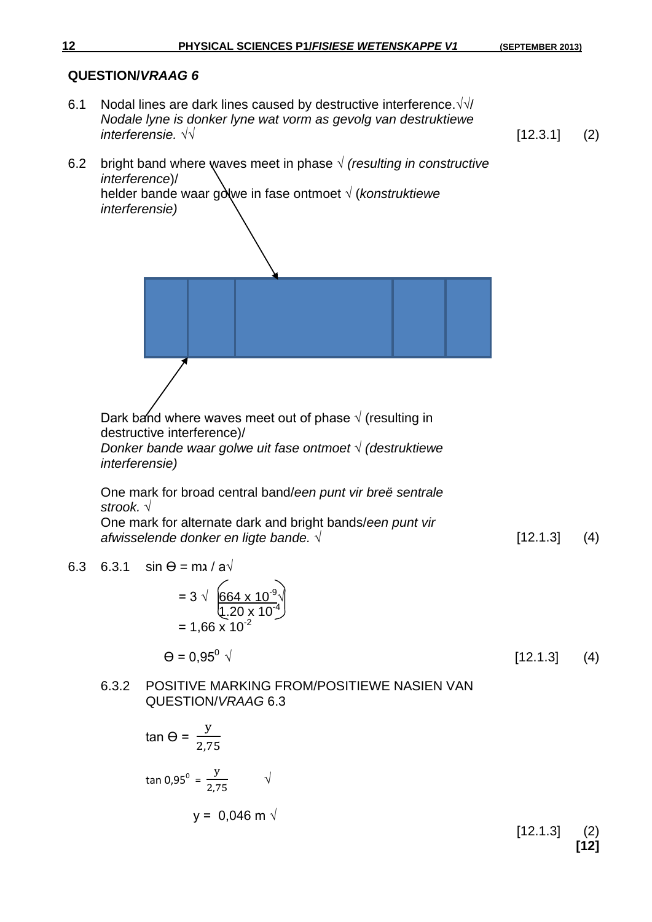**QUESTION/*VRAAG* 6**

6.1 Nodal lines are dark lines caused by destructive interference.√√/ *Nodale lyne is donker lyne wat vorm as gevolg van destruktiewe interferensie.* √√ [12.3.1] (2)

6.2 bright band where waves meet in phase √ *(resulting in constructive interference)*/
helder bande waar golwe in fase ontmoet √ (*konstruktiewe interferensie)*

Dark band where waves meet out of phase √ (resulting in destructive interference)/
*Donker bande waar golwe uit fase ontmoet √ (destruktiewe interferensie)*

One mark for broad central band/*een punt vir breë sentrale strook.* √
One mark for alternate dark and bright bands/*een punt vir afwisselende donker en ligte bande.* √ [12.1.3] (4)

6.3 6.3.1 $\sin \theta = m\lambda / a$ √

$$= 3 \surd \left( \frac{664 \times 10^{-9} \surd}{1.20 \times 10^{-4}} \right)$$

$$= 1,66 \times 10^{-2}$$

$\theta = 0,95^0$ √ [12.1.3] (4)

6.3.2 POSITIVE MARKING FROM/POSITIEWE NASIEN VAN QUESTION/*VRAAG* 6.3

$$\tan \theta = \frac{y}{2,75}$$

$$\tan 0,95^0 = \frac{y}{2,75} \quad \surd$$

$y = 0,046$ m √

[12.1.3] (2)

**[12]**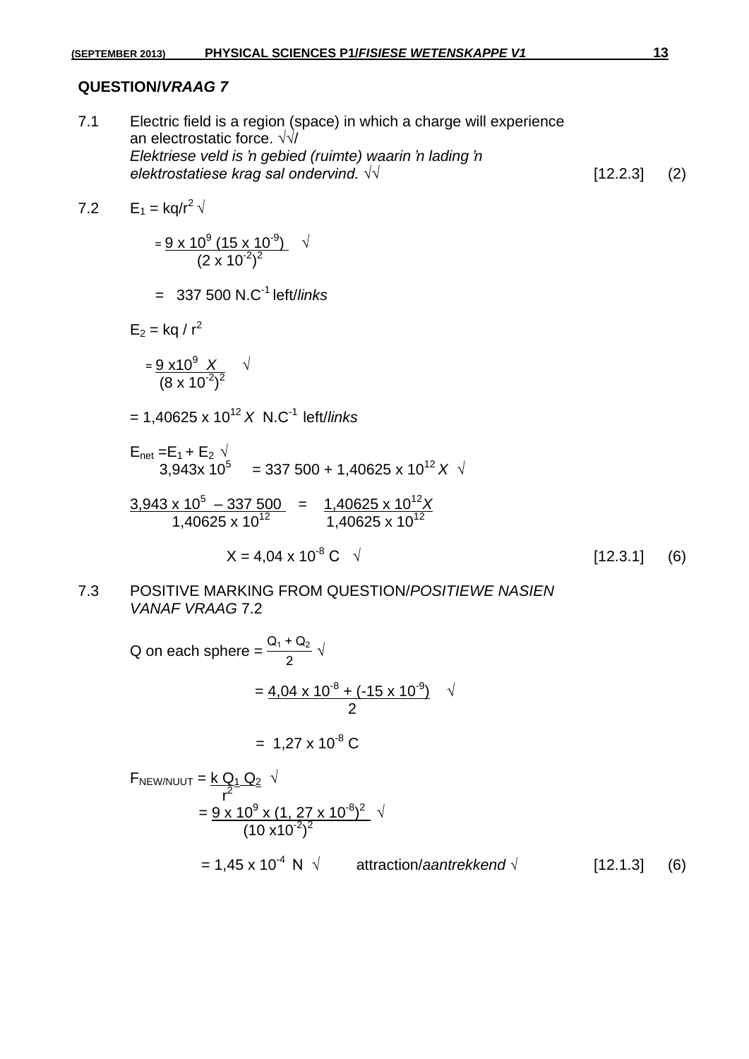## QUESTION/*VRAAG* 7

7.1 Electric field is a region (space) in which a charge will experience an electrostatic force. √√/
*Elektriese veld is 'n gebied (ruimte) waarin 'n lading 'n elektrostatiese krag sal ondervind.* √√ [12.2.3] (2)

7.2 $E_1 = kq/r^2$ √

$$= \frac{9 \times 10^9 (15 \times 10^{-9})}{(2 \times 10^{-2})^2} \quad √$$

$= 337\ 500\ N.C^{-1}$ left/*links*

$E_2 = kq / r^2$

$$= \frac{9 \times 10^9\ X}{(8 \times 10^{-2})^2} \quad √$$

$= 1{,}40625 \times 10^{12}\ X\ \ N.C^{-1}$ left/*links*

$E_{net} = E_1 + E_2$ √

$3{,}943 \times 10^5 = 337\ 500 + 1{,}40625 \times 10^{12}\ X$ √

$$\frac{3{,}943 \times 10^5 - 337\ 500}{1{,}40625 \times 10^{12}} = \frac{1{,}40625 \times 10^{12} X}{1{,}40625 \times 10^{12}}$$

$X = 4{,}04 \times 10^{-8}\ C$ √ [12.3.1] (6)

7.3 POSITIVE MARKING FROM QUESTION/*POSITIEWE NASIEN VANAF VRAAG* 7.2

Q on each sphere $= \frac{Q_1 + Q_2}{2}$ √

$$= \frac{4{,}04 \times 10^{-8} + (-15 \times 10^{-9})}{2} \quad √$$

$= 1{,}27 \times 10^{-8}\ C$

$F_{NEW/NUUT} = \frac{k\ Q_1\ Q_2}{r^2}$ √

$$= \frac{9 \times 10^9 \times (1{,}27 \times 10^{-8})^2}{(10 \times 10^{-2})^2} \quad √$$

$= 1{,}45 \times 10^{-4}\ N$ √ attraction/*aantrekkend* √ [12.1.3] (6)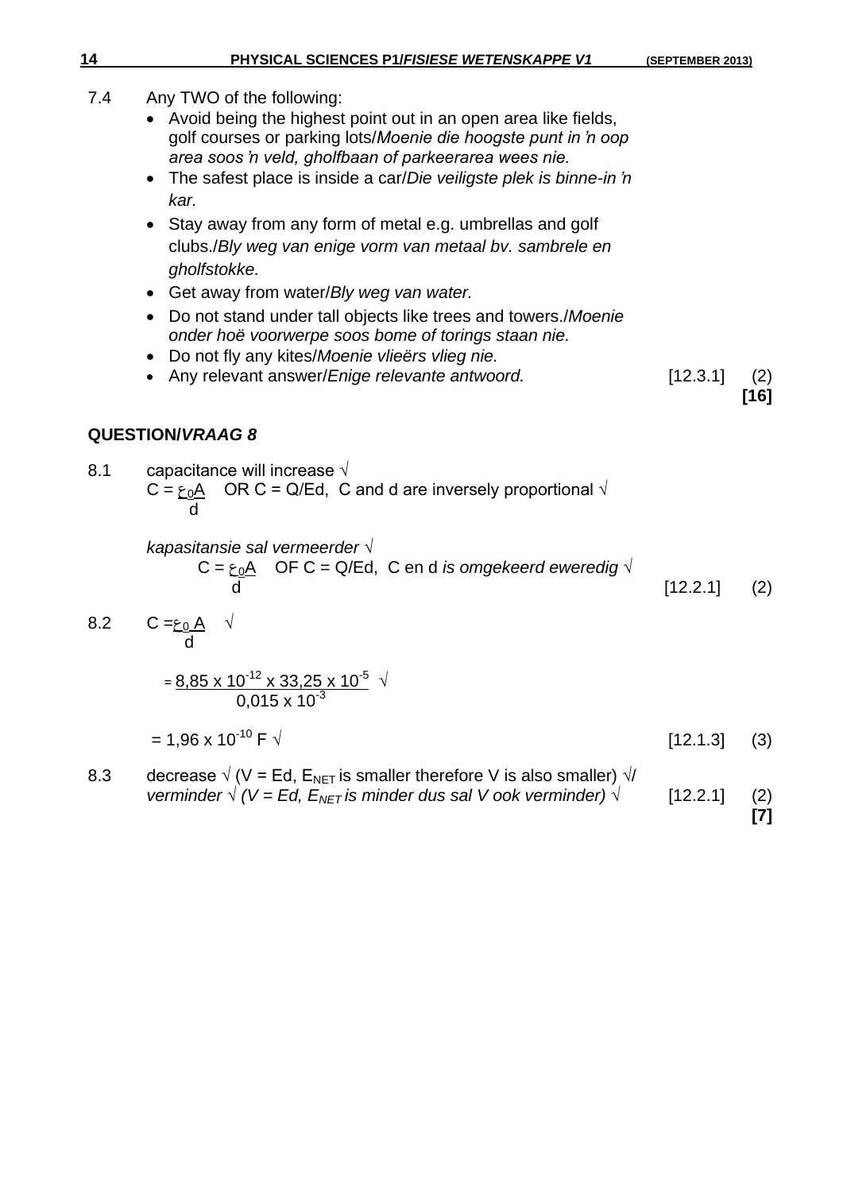7.4 Any TWO of the following:

- Avoid being the highest point out in an open area like fields, golf courses or parking lots/*Moenie die hoogste punt in 'n oop area soos 'n veld, gholfbaan of parkeerarea wees nie.*
- The safest place is inside a car/*Die veiligste plek is binne-in 'n kar.*
- Stay away from any form of metal e.g. umbrellas and golf clubs./*Bly weg van enige vorm van metaal bv. sambrele en gholfstokke.*
- Get away from water/*Bly weg van water.*
- Do not stand under tall objects like trees and towers./*Moenie onder hoë voorwerpe soos bome of torings staan nie.*
- Do not fly any kites/*Moenie vlieërs vlieg nie.*
- Any relevant answer/*Enige relevante antwoord.* [12.3.1] (2)

**[16]**

## QUESTION/*VRAAG* 8

8.1 capacitance will increase √

$C = \frac{\varepsilon_0 A}{d}$ OR $C = Q/Ed$, C and d are inversely proportional √

*kapasitansie sal vermeerder* √

$C = \frac{\varepsilon_0 A}{d}$ OF $C = Q/Ed$, C en d *is omgekeerd eweredig* √ [12.2.1] (2)

8.2 $C = \frac{\varepsilon_0 A}{d}$ √

$= \frac{8,85 \times 10^{-12} \times 33,25 \times 10^{-5}}{0,015 \times 10^{-3}}$ √

$= 1,96 \times 10^{-10}$ F √ [12.1.3] (3)

8.3 decrease √ ($V = Ed$, $E_{NET}$ is smaller therefore V is also smaller) √/
*verminder* √ *($V = Ed$, $E_{NET}$ is minder dus sal V ook verminder)* √ [12.2.1] (2)

**[7]**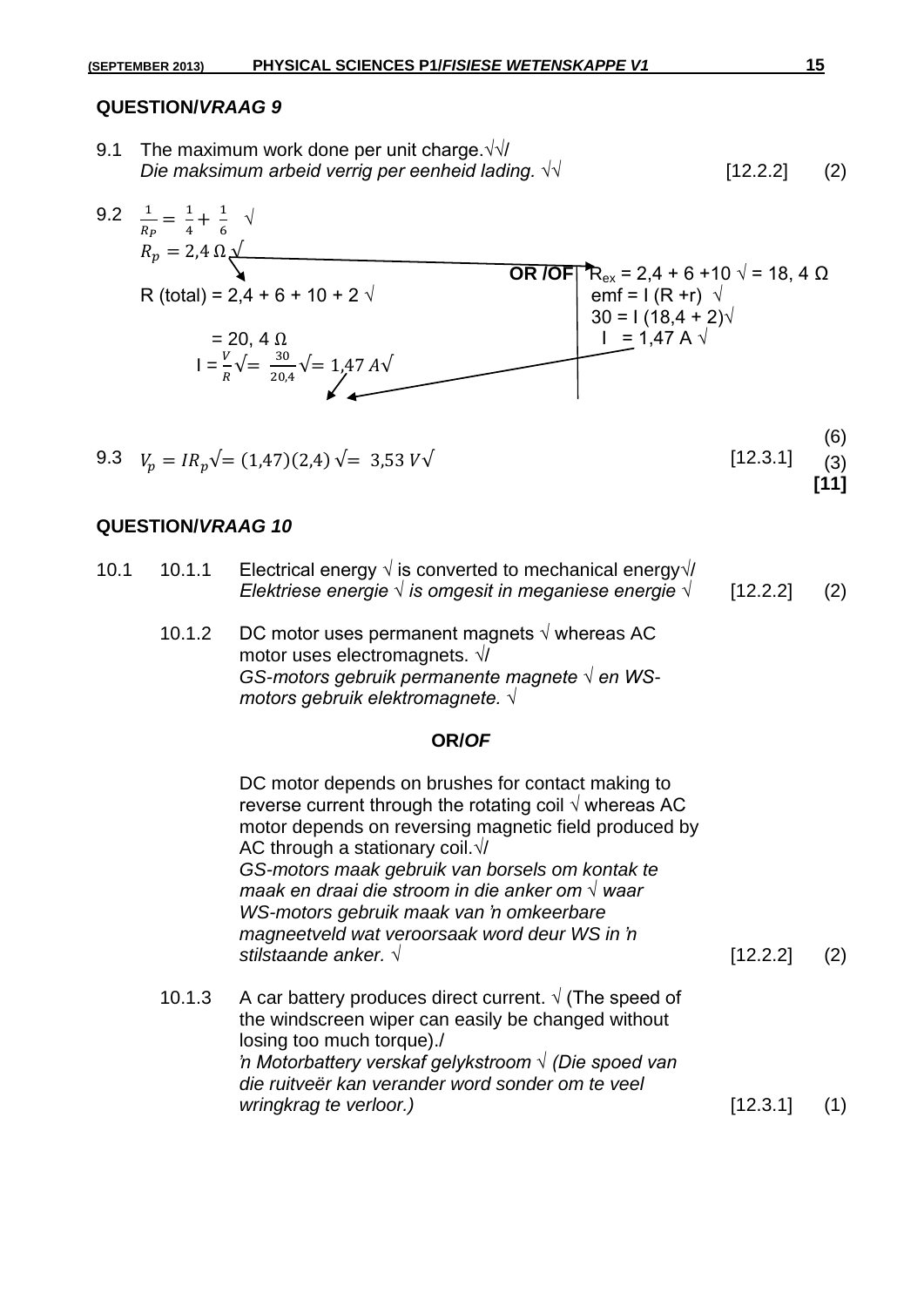## QUESTION/*VRAAG* 9

9.1 The maximum work done per unit charge.√√/
*Die maksimum arbeid verrig per eenheid lading.* √√ [12.2.2] (2)

9.2 $\frac{1}{R_P} = \frac{1}{4} + \frac{1}{6}$ √

$R_p = 2{,}4\ \Omega$ √

R (total) = 2,4 + 6 + 10 + 2 √

= 20, 4 Ω

I = $\frac{V}{R}$ √ = $\frac{30}{20{,}4}$ √ = 1,47 A √

**OR /OF**

$R_{ex}$ = 2,4 + 6 +10 √ = 18, 4 Ω

emf = I (R +r) √

30 = I (18,4 + 2)√

I = 1,47 A √

(6)

9.3 $V_p = IR_p$ √ = (1,47)(2,4) √ = 3,53 V √ [12.3.1] (3)

**[11]**

## QUESTION/*VRAAG* 10

10.1

10.1.1 Electrical energy √ is converted to mechanical energy√/
*Elektriese energie √ is omgesit in meganiese energie √* [12.2.2] (2)

10.1.2 DC motor uses permanent magnets √ whereas AC motor uses electromagnets. √/
*GS-motors gebruik permanente magnete √ en WS-motors gebruik elektromagnete. √*

**OR/*OF***

DC motor depends on brushes for contact making to reverse current through the rotating coil √ whereas AC motor depends on reversing magnetic field produced by AC through a stationary coil.√/
*GS-motors maak gebruik van borsels om kontak te maak en draai die stroom in die anker om √ waar WS-motors gebruik maak van 'n omkeerbare magneetveld wat veroorsaak word deur WS in 'n stilstaande anker. √* [12.2.2] (2)

10.1.3 A car battery produces direct current. √ (The speed of the windscreen wiper can easily be changed without losing too much torque)./
*'n Motorbattery verskaf gelykstroom √ (Die spoed van die ruitveër kan verander word sonder om te veel wringkrag te verloor.)* [12.3.1] (1)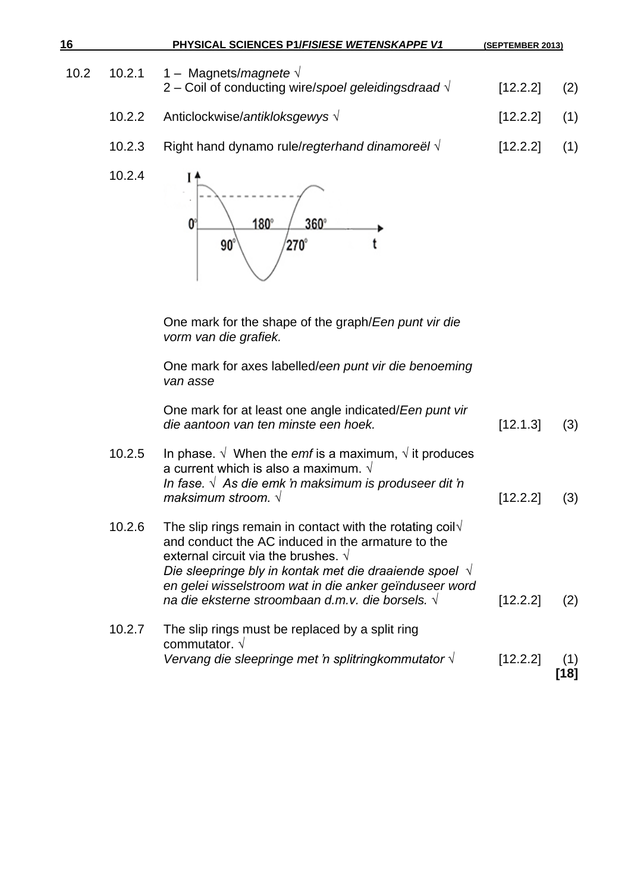| | | | | |
|---|---|---|---|---|
| 10.2 | 10.2.1 | 1 – Magnets/*magnete* √<br>2 – Coil of conducting wire/*spoel geleidingsdraad* √ | [12.2.2] | (2) |
| | 10.2.2 | Anticlockwise/*antikloksgewys* √ | [12.2.2] | (1) |
| | 10.2.3 | Right hand dynamo rule/*regterhand dinamoreël* √ | [12.2.2] | (1) |
| | 10.2.4 | One mark for the shape of the graph/*Een punt vir die vorm van die grafiek.*<br><br>One mark for axes labelled/*een punt vir die benoeming van asse*<br><br>One mark for at least one angle indicated/*Een punt vir die aantoon van ten minste een hoek.* | [12.1.3] | (3) |
| | 10.2.5 | In phase. √ When the *emf* is a maximum, √ it produces a current which is also a maximum. √<br>*In fase.* √ *As die emk 'n maksimum is produseer dit 'n maksimum stroom.* √ | [12.2.2] | (3) |
| | 10.2.6 | The slip rings remain in contact with the rotating coil√ and conduct the AC induced in the armature to the external circuit via the brushes. √<br>*Die sleepringe bly in kontak met die draaiende spoel* √ *en gelei wisselstroom wat in die anker geïnduseer word na die eksterne stroombaan d.m.v. die borsels.* √ | [12.2.2] | (2) |
| | 10.2.7 | The slip rings must be replaced by a split ring commutator. √<br>*Vervang die sleepringe met 'n splitringkommutator* √ | [12.2.2] | (1) |
| | | | | **[18]** |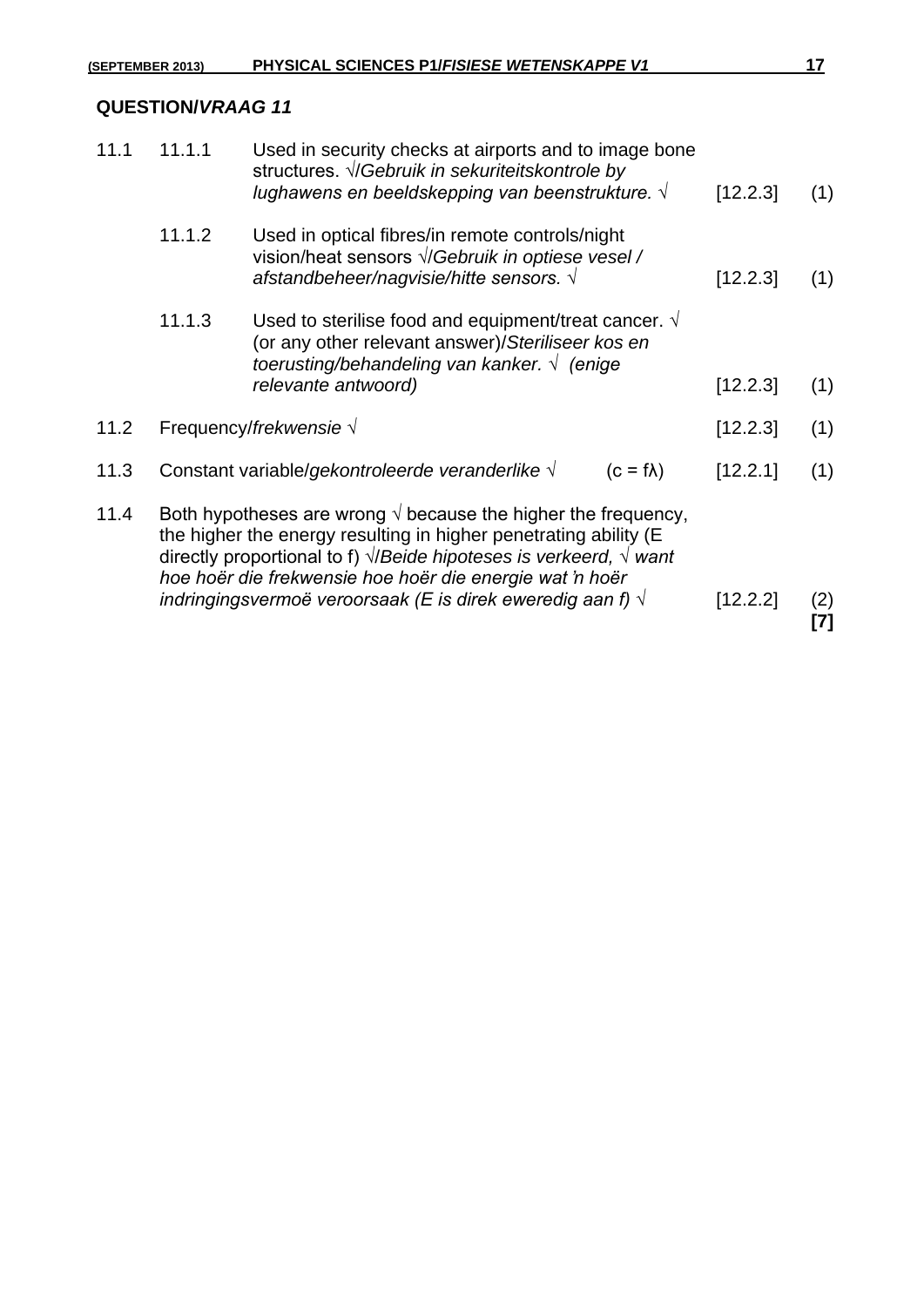## QUESTION/*VRAAG 11*

| | | | | |
|---|---|---|---|---|
| 11.1 | 11.1.1 | Used in security checks at airports and to image bone structures. √/*Gebruik in sekuriteitskontrole by lughawens en beeldskepping van beenstrukture.* √ | [12.2.3] | (1) |
| | 11.1.2 | Used in optical fibres/in remote controls/night vision/heat sensors √/*Gebruik in optiese vesel / afstandbeheer/nagvisie/hitte sensors.* √ | [12.2.3] | (1) |
| | 11.1.3 | Used to sterilise food and equipment/treat cancer. √ (or any other relevant answer)/*Steriliseer kos en toerusting/behandeling van kanker.* √ *(enige relevante antwoord)* | [12.2.3] | (1) |
| 11.2 | | Frequency/*frekwensie* √ | [12.2.3] | (1) |
| 11.3 | | Constant variable/*gekontroleerde veranderlike* √ ($c = f\lambda$) | [12.2.1] | (1) |
| 11.4 | | Both hypotheses are wrong √ because the higher the frequency, the higher the energy resulting in higher penetrating ability (E directly proportional to f) √/*Beide hipoteses is verkeerd,* √ *want hoe hoër die frekwensie hoe hoër die energie wat 'n hoër indringingsvermoë veroorsaak (E is direk eweredig aan f)* √ | [12.2.2] | (2) **[7]** |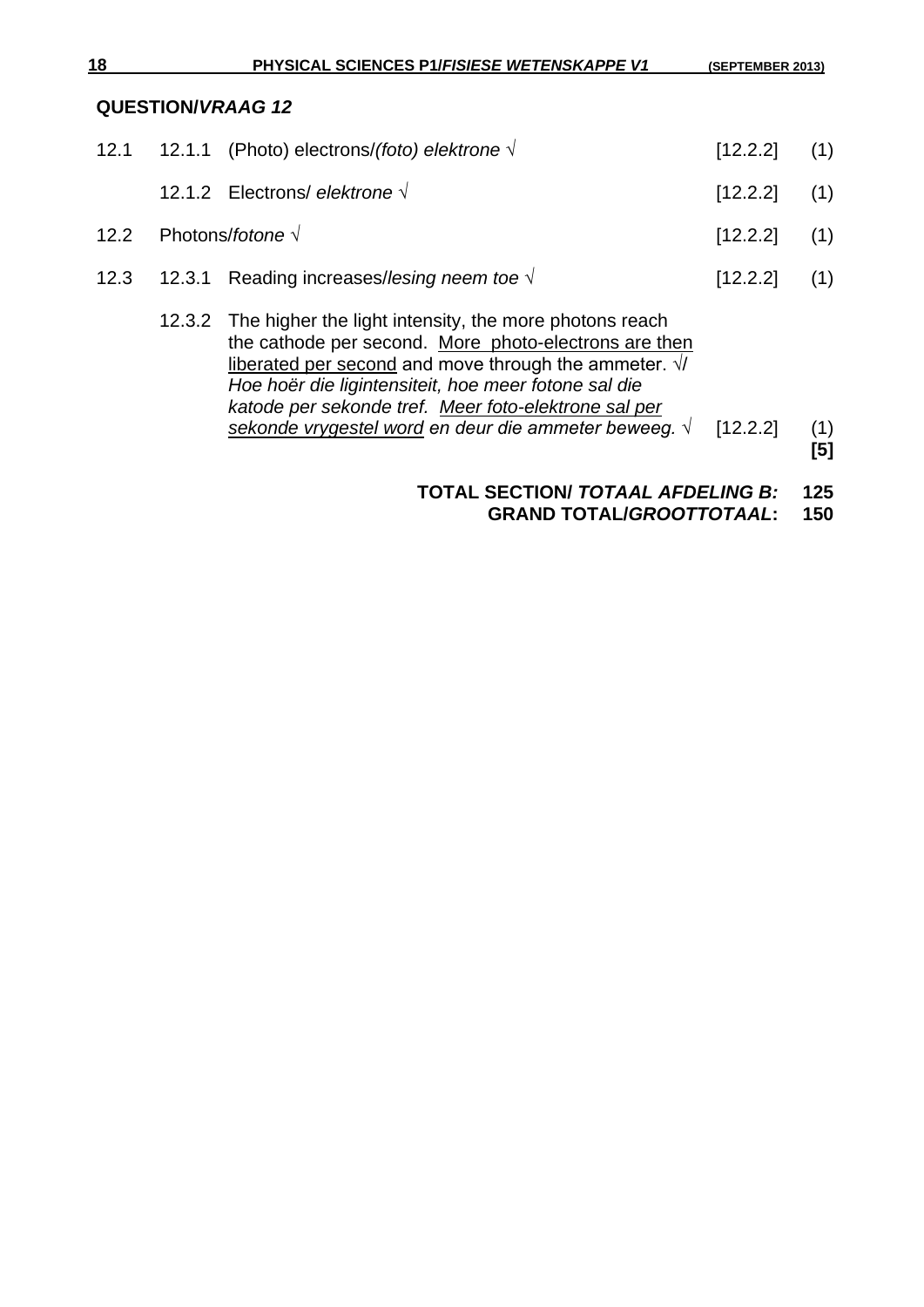## QUESTION/*VRAAG* 12

| | | | | |
|---|---|---|---|---|
| 12.1 | 12.1.1 | (Photo) electrons/*(foto) elektrone* √ | [12.2.2] | (1) |
| | 12.1.2 | Electrons/ *elektrone* √ | [12.2.2] | (1) |
| 12.2 | | Photons/*fotone* √ | [12.2.2] | (1) |
| 12.3 | 12.3.1 | Reading increases/*lesing neem toe* √ | [12.2.2] | (1) |
| | 12.3.2 | The higher the light intensity, the more photons reach the cathode per second. <u>More photo-electrons are then liberated per second</u> and move through the ammeter. √/ *Hoe hoër die ligintensiteit, hoe meer fotone sal die katode per sekonde tref. <u>Meer foto-elektrone sal per sekonde vrygestel word</u> en deur die ammeter beweeg.* √ | [12.2.2] | (1) **[5]** |

**TOTAL SECTION/ *TOTAAL AFDELING B:*** **125**

**GRAND TOTAL/*GROOTTOTAAL*:** **150**